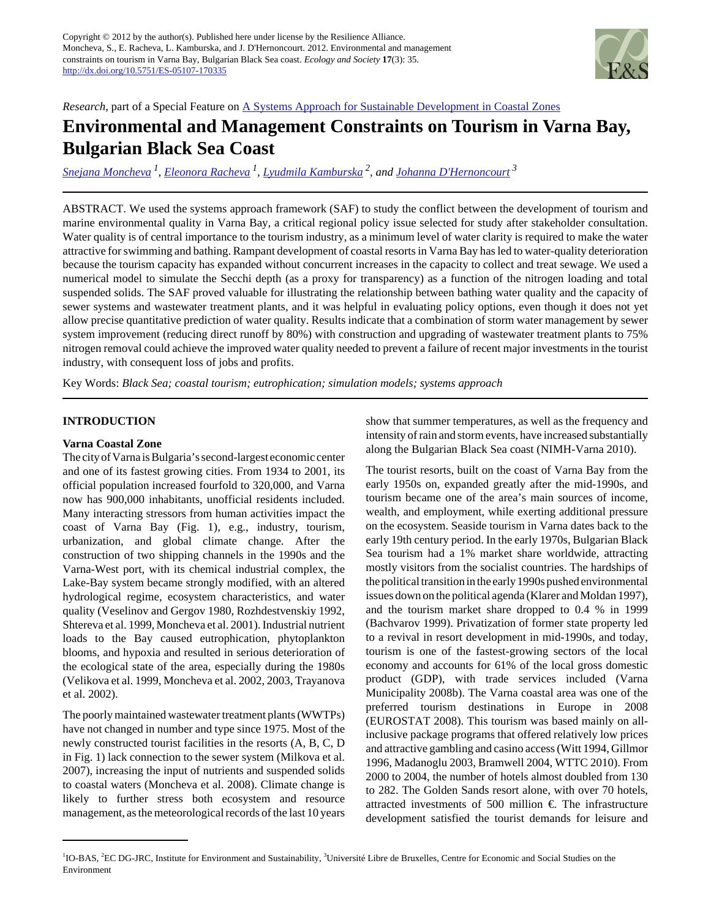Copyright © 2012 by the author(s). Published here under license by the Resilience Alliance.
Moncheva, S., E. Racheva, L. Kamburska, and J. D'Hernoncourt. 2012. Environmental and management constraints on tourism in Varna Bay, Bulgarian Black Sea coast. *Ecology and Society* **17**(3): 35.
http://dx.doi.org/10.5751/ES-05107-170335

*Research*, part of a Special Feature on A Systems Approach for Sustainable Development in Coastal Zones

# Environmental and Management Constraints on Tourism in Varna Bay, Bulgarian Black Sea Coast

Snejana Moncheva [1], Eleonora Racheva [1], Lyudmila Kamburska [2], and Johanna D'Hernoncourt [3]

ABSTRACT. We used the systems approach framework (SAF) to study the conflict between the development of tourism and marine environmental quality in Varna Bay, a critical regional policy issue selected for study after stakeholder consultation. Water quality is of central importance to the tourism industry, as a minimum level of water clarity is required to make the water attractive for swimming and bathing. Rampant development of coastal resorts in Varna Bay has led to water-quality deterioration because the tourism capacity has expanded without concurrent increases in the capacity to collect and treat sewage. We used a numerical model to simulate the Secchi depth (as a proxy for transparency) as a function of the nitrogen loading and total suspended solids. The SAF proved valuable for illustrating the relationship between bathing water quality and the capacity of sewer systems and wastewater treatment plants, and it was helpful in evaluating policy options, even though it does not yet allow precise quantitative prediction of water quality. Results indicate that a combination of storm water management by sewer system improvement (reducing direct runoff by 80%) with construction and upgrading of wastewater treatment plants to 75% nitrogen removal could achieve the improved water quality needed to prevent a failure of recent major investments in the tourist industry, with consequent loss of jobs and profits.

Key Words: *Black Sea; coastal tourism; eutrophication; simulation models; systems approach*

## INTRODUCTION

### Varna Coastal Zone

The city of Varna is Bulgaria's second-largest economic center and one of its fastest growing cities. From 1934 to 2001, its official population increased fourfold to 320,000, and Varna now has 900,000 inhabitants, unofficial residents included. Many interacting stressors from human activities impact the coast of Varna Bay (Fig. 1), e.g., industry, tourism, urbanization, and global climate change. After the construction of two shipping channels in the 1990s and the Varna-West port, with its chemical industrial complex, the Lake-Bay system became strongly modified, with an altered hydrological regime, ecosystem characteristics, and water quality (Veselinov and Gergov 1980, Rozhdestvenskiy 1992, Shtereva et al. 1999, Moncheva et al. 2001). Industrial nutrient loads to the Bay caused eutrophication, phytoplankton blooms, and hypoxia and resulted in serious deterioration of the ecological state of the area, especially during the 1980s (Velikova et al. 1999, Moncheva et al. 2002, 2003, Trayanova et al. 2002).

The poorly maintained wastewater treatment plants (WWTPs) have not changed in number and type since 1975. Most of the newly constructed tourist facilities in the resorts (A, B, C, D in Fig. 1) lack connection to the sewer system (Milkova et al. 2007), increasing the input of nutrients and suspended solids to coastal waters (Moncheva et al. 2008). Climate change is likely to further stress both ecosystem and resource management, as the meteorological records of the last 10 years show that summer temperatures, as well as the frequency and intensity of rain and storm events, have increased substantially along the Bulgarian Black Sea coast (NIMH-Varna 2010).

The tourist resorts, built on the coast of Varna Bay from the early 1950s on, expanded greatly after the mid-1990s, and tourism became one of the area's main sources of income, wealth, and employment, while exerting additional pressure on the ecosystem. Seaside tourism in Varna dates back to the early 19th century period. In the early 1970s, Bulgarian Black Sea tourism had a 1% market share worldwide, attracting mostly visitors from the socialist countries. The hardships of the political transition in the early 1990s pushed environmental issues down on the political agenda (Klarer and Moldan 1997), and the tourism market share dropped to 0.4 % in 1999 (Bachvarov 1999). Privatization of former state property led to a revival in resort development in mid-1990s, and today, tourism is one of the fastest-growing sectors of the local economy and accounts for 61% of the local gross domestic product (GDP), with trade services included (Varna Municipality 2008b). The Varna coastal area was one of the preferred tourism destinations in Europe in 2008 (EUROSTAT 2008). This tourism was based mainly on all-inclusive package programs that offered relatively low prices and attractive gambling and casino access (Witt 1994, Gillmor 1996, Madanoglu 2003, Bramwell 2004, WTTC 2010). From 2000 to 2004, the number of hotels almost doubled from 130 to 282. The Golden Sands resort alone, with over 70 hotels, attracted investments of 500 million €. The infrastructure development satisfied the tourist demands for leisure and

[1]IO-BAS, [2]EC DG-JRC, Institute for Environment and Sustainability, [3]Université Libre de Bruxelles, Centre for Economic and Social Studies on the Environment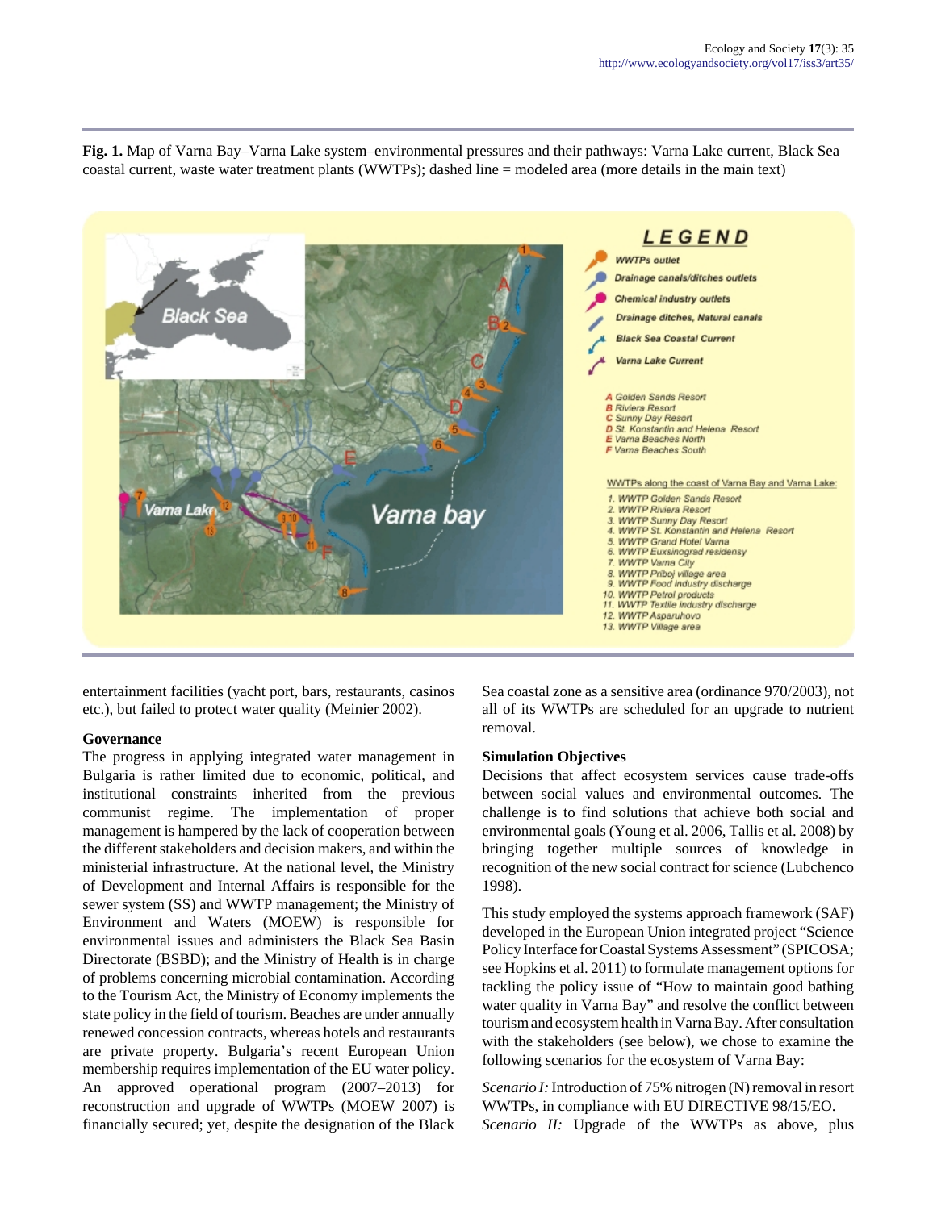**Fig. 1.** Map of Varna Bay–Varna Lake system–environmental pressures and their pathways: Varna Lake current, Black Sea coastal current, waste water treatment plants (WWTPs); dashed line = modeled area (more details in the main text)

LEGEND

WWTPs outlet

Drainage canals/ditches outlets

Chemical industry outlets

Drainage ditches, Natural canals

Black Sea Coastal Current

Varna Lake Current

A Golden Sands Resort
B Riviera Resort
C Sunny Day Resort
D St. Konstantin and Helena Resort
E Varna Beaches North
F Varna Beaches South

WWTPs along the coast of Varna Bay and Varna Lake:
1. WWTP Golden Sands Resort
2. WWTP Riviera Resort
3. WWTP Sunny Day Resort
4. WWTP St. Konstantin and Helena Resort
5. WWTP Grand Hotel Varna
6. WWTP Euxsinograd residensy
7. WWTP Varna City
8. WWTP Priboj village area
9. WWTP Food industry discharge
10. WWTP Petrol products
11. WWTP Textile industry discharge
12. WWTP Asparuhovo
13. WWTP Village area

Black Sea

Varna Lake

Varna bay

entertainment facilities (yacht port, bars, restaurants, casinos etc.), but failed to protect water quality (Meinier 2002).

### Governance

The progress in applying integrated water management in Bulgaria is rather limited due to economic, political, and institutional constraints inherited from the previous communist regime. The implementation of proper management is hampered by the lack of cooperation between the different stakeholders and decision makers, and within the ministerial infrastructure. At the national level, the Ministry of Development and Internal Affairs is responsible for the sewer system (SS) and WWTP management; the Ministry of Environment and Waters (MOEW) is responsible for environmental issues and administers the Black Sea Basin Directorate (BSBD); and the Ministry of Health is in charge of problems concerning microbial contamination. According to the Tourism Act, the Ministry of Economy implements the state policy in the field of tourism. Beaches are under annually renewed concession contracts, whereas hotels and restaurants are private property. Bulgaria's recent European Union membership requires implementation of the EU water policy. An approved operational program (2007–2013) for reconstruction and upgrade of WWTPs (MOEW 2007) is financially secured; yet, despite the designation of the Black Sea coastal zone as a sensitive area (ordinance 970/2003), not all of its WWTPs are scheduled for an upgrade to nutrient removal.

### Simulation Objectives

Decisions that affect ecosystem services cause trade-offs between social values and environmental outcomes. The challenge is to find solutions that achieve both social and environmental goals (Young et al. 2006, Tallis et al. 2008) by bringing together multiple sources of knowledge in recognition of the new social contract for science (Lubchenco 1998).

This study employed the systems approach framework (SAF) developed in the European Union integrated project "Science Policy Interface for Coastal Systems Assessment" (SPICOSA; see Hopkins et al. 2011) to formulate management options for tackling the policy issue of "How to maintain good bathing water quality in Varna Bay" and resolve the conflict between tourism and ecosystem health in Varna Bay. After consultation with the stakeholders (see below), we chose to examine the following scenarios for the ecosystem of Varna Bay:

*Scenario I:* Introduction of 75% nitrogen (N) removal in resort WWTPs, in compliance with EU DIRECTIVE 98/15/EO.
*Scenario II:* Upgrade of the WWTPs as above, plus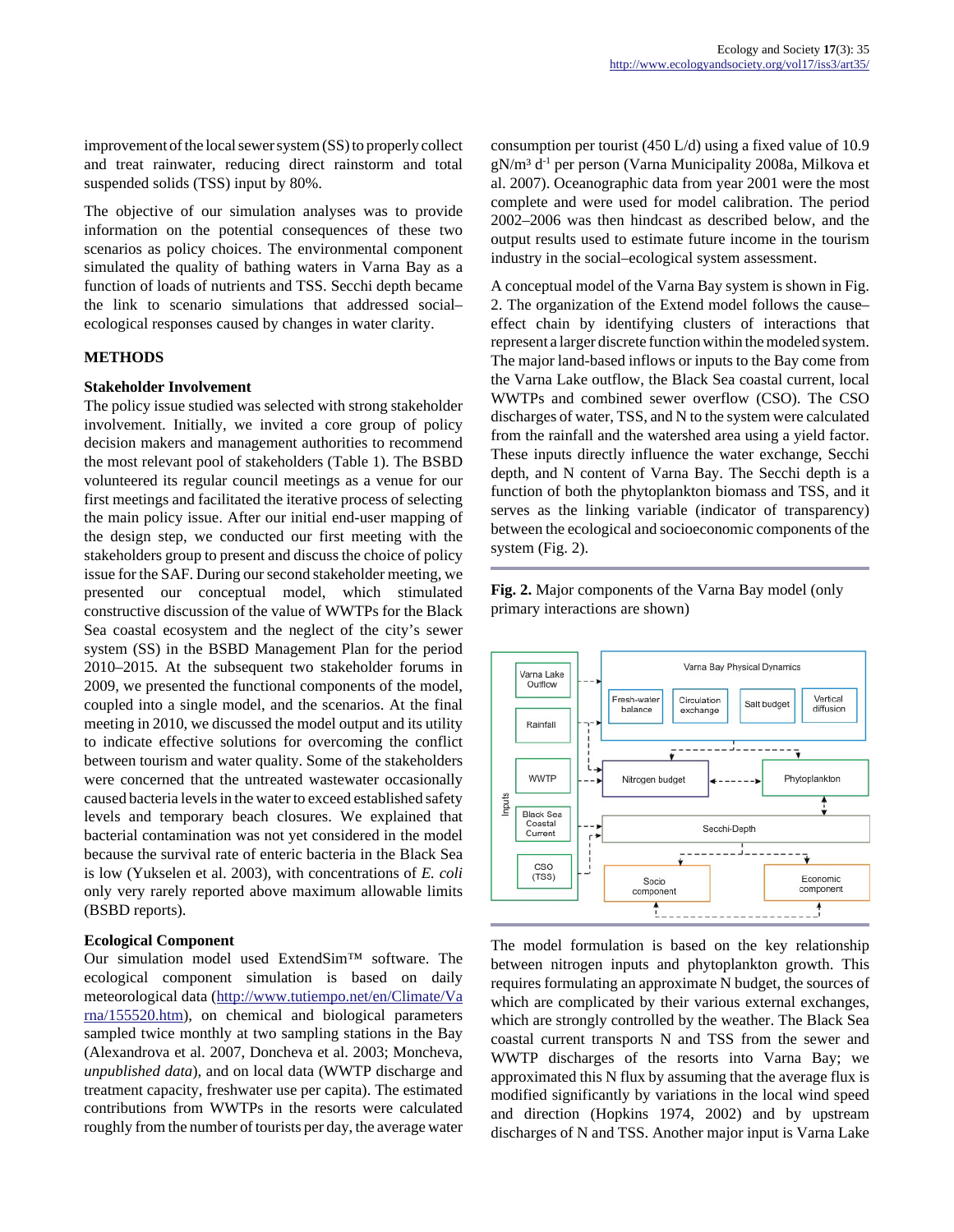improvement of the local sewer system (SS) to properly collect and treat rainwater, reducing direct rainstorm and total suspended solids (TSS) input by 80%.

The objective of our simulation analyses was to provide information on the potential consequences of these two scenarios as policy choices. The environmental component simulated the quality of bathing waters in Varna Bay as a function of loads of nutrients and TSS. Secchi depth became the link to scenario simulations that addressed social–ecological responses caused by changes in water clarity.

## METHODS

### Stakeholder Involvement

The policy issue studied was selected with strong stakeholder involvement. Initially, we invited a core group of policy decision makers and management authorities to recommend the most relevant pool of stakeholders (Table 1). The BSBD volunteered its regular council meetings as a venue for our first meetings and facilitated the iterative process of selecting the main policy issue. After our initial end-user mapping of the design step, we conducted our first meeting with the stakeholders group to present and discuss the choice of policy issue for the SAF. During our second stakeholder meeting, we presented our conceptual model, which stimulated constructive discussion of the value of WWTPs for the Black Sea coastal ecosystem and the neglect of the city's sewer system (SS) in the BSBD Management Plan for the period 2010–2015. At the subsequent two stakeholder forums in 2009, we presented the functional components of the model, coupled into a single model, and the scenarios. At the final meeting in 2010, we discussed the model output and its utility to indicate effective solutions for overcoming the conflict between tourism and water quality. Some of the stakeholders were concerned that the untreated wastewater occasionally caused bacteria levels in the water to exceed established safety levels and temporary beach closures. We explained that bacterial contamination was not yet considered in the model because the survival rate of enteric bacteria in the Black Sea is low (Yukselen et al. 2003), with concentrations of *E. coli* only very rarely reported above maximum allowable limits (BSBD reports).

### Ecological Component

Our simulation model used ExtendSim™ software. The ecological component simulation is based on daily meteorological data (http://www.tutiempo.net/en/Climate/Varna/155520.htm), on chemical and biological parameters sampled twice monthly at two sampling stations in the Bay (Alexandrova et al. 2007, Doncheva et al. 2003; Moncheva, *unpublished data*), and on local data (WWTP discharge and treatment capacity, freshwater use per capita). The estimated contributions from WWTPs in the resorts were calculated roughly from the number of tourists per day, the average water consumption per tourist (450 L/d) using a fixed value of 10.9 $gN/m^3\ d^{-1}$ per person (Varna Municipality 2008a, Milkova et al. 2007). Oceanographic data from year 2001 were the most complete and were used for model calibration. The period 2002–2006 was then hindcast as described below, and the output results used to estimate future income in the tourism industry in the social–ecological system assessment.

A conceptual model of the Varna Bay system is shown in Fig. 2. The organization of the Extend model follows the cause–effect chain by identifying clusters of interactions that represent a larger discrete function within the modeled system. The major land-based inflows or inputs to the Bay come from the Varna Lake outflow, the Black Sea coastal current, local WWTPs and combined sewer overflow (CSO). The CSO discharges of water, TSS, and N to the system were calculated from the rainfall and the watershed area using a yield factor. These inputs directly influence the water exchange, Secchi depth, and N content of Varna Bay. The Secchi depth is a function of both the phytoplankton biomass and TSS, and it serves as the linking variable (indicator of transparency) between the ecological and socioeconomic components of the system (Fig. 2).

**Fig. 2.** Major components of the Varna Bay model (only primary interactions are shown)

Inputs
Varna Lake Outflow
Rainfall
WWTP
Black Sea Coastal Current
CSO (TSS)
Varna Bay Physical Dynamics
Fresh-water balance
Circulation exchange
Salt budget
Vertical diffusion
Nitrogen budget
Phytoplankton
Secchi-Depth
Socio component
Economic component

The model formulation is based on the key relationship between nitrogen inputs and phytoplankton growth. This requires formulating an approximate N budget, the sources of which are complicated by their various external exchanges, which are strongly controlled by the weather. The Black Sea coastal current transports N and TSS from the sewer and WWTP discharges of the resorts into Varna Bay; we approximated this N flux by assuming that the average flux is modified significantly by variations in the local wind speed and direction (Hopkins 1974, 2002) and by upstream discharges of N and TSS. Another major input is Varna Lake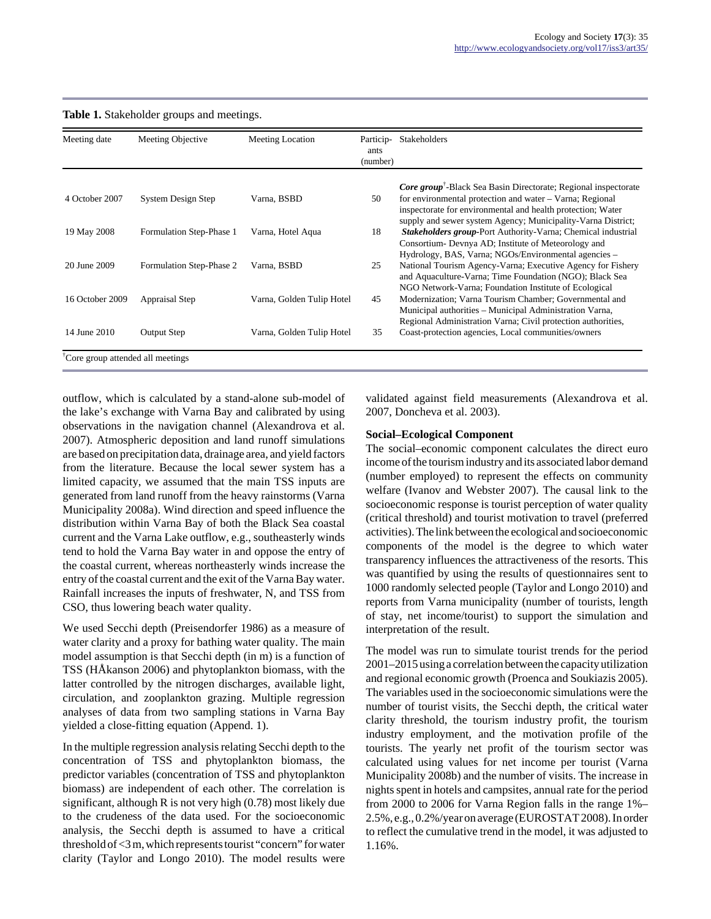**Table 1.** Stakeholder groups and meetings.

| Meeting date | Meeting Objective | Meeting Location | Participants (number) | Stakeholders |
|---|---|---|---|---|
| 4 October 2007 | System Design Step | Varna, BSBD | 50 | ***Core group***[†]-Black Sea Basin Directorate; Regional inspectorate for environmental protection and water – Varna; Regional inspectorate for environmental and health protection; Water supply and sewer system Agency; Municipality-Varna District; |
| 19 May 2008 | Formulation Step-Phase 1 | Varna, Hotel Aqua | 18 | ***Stakeholders group***-Port Authority-Varna; Chemical industrial Consortium- Devnya AD; Institute of Meteorology and Hydrology, BAS, Varna; NGOs/Environmental agencies – |
| 20 June 2009 | Formulation Step-Phase 2 | Varna, BSBD | 25 | National Tourism Agency-Varna; Executive Agency for Fishery and Aquaculture-Varna; Time Foundation (NGO); Black Sea NGO Network-Varna; Foundation Institute of Ecological |
| 16 October 2009 | Appraisal Step | Varna, Golden Tulip Hotel | 45 | Modernization; Varna Tourism Chamber; Governmental and Municipal authorities – Municipal Administration Varna, Regional Administration Varna; Civil protection authorities, |
| 14 June 2010 | Output Step | Varna, Golden Tulip Hotel | 35 | Coast-protection agencies, Local communities/owners |

[†]Core group attended all meetings

outflow, which is calculated by a stand-alone sub-model of the lake's exchange with Varna Bay and calibrated by using observations in the navigation channel (Alexandrova et al. 2007). Atmospheric deposition and land runoff simulations are based on precipitation data, drainage area, and yield factors from the literature. Because the local sewer system has a limited capacity, we assumed that the main TSS inputs are generated from land runoff from the heavy rainstorms (Varna Municipality 2008a). Wind direction and speed influence the distribution within Varna Bay of both the Black Sea coastal current and the Varna Lake outflow, e.g., southeasterly winds tend to hold the Varna Bay water in and oppose the entry of the coastal current, whereas northeasterly winds increase the entry of the coastal current and the exit of the Varna Bay water. Rainfall increases the inputs of freshwater, N, and TSS from CSO, thus lowering beach water quality.

We used Secchi depth (Preisendorfer 1986) as a measure of water clarity and a proxy for bathing water quality. The main model assumption is that Secchi depth (in m) is a function of TSS (HÅkanson 2006) and phytoplankton biomass, with the latter controlled by the nitrogen discharges, available light, circulation, and zooplankton grazing. Multiple regression analyses of data from two sampling stations in Varna Bay yielded a close-fitting equation (Append. 1).

In the multiple regression analysis relating Secchi depth to the concentration of TSS and phytoplankton biomass, the predictor variables (concentration of TSS and phytoplankton biomass) are independent of each other. The correlation is significant, although R is not very high (0.78) most likely due to the crudeness of the data used. For the socioeconomic analysis, the Secchi depth is assumed to have a critical threshold of <3 m, which represents tourist "concern" for water clarity (Taylor and Longo 2010). The model results were validated against field measurements (Alexandrova et al. 2007, Doncheva et al. 2003).

### Social–Ecological Component

The social–economic component calculates the direct euro income of the tourism industry and its associated labor demand (number employed) to represent the effects on community welfare (Ivanov and Webster 2007). The causal link to the socioeconomic response is tourist perception of water quality (critical threshold) and tourist motivation to travel (preferred activities). The link between the ecological and socioeconomic components of the model is the degree to which water transparency influences the attractiveness of the resorts. This was quantified by using the results of questionnaires sent to 1000 randomly selected people (Taylor and Longo 2010) and reports from Varna municipality (number of tourists, length of stay, net income/tourist) to support the simulation and interpretation of the result.

The model was run to simulate tourist trends for the period 2001–2015 using a correlation between the capacity utilization and regional economic growth (Proenca and Soukiazis 2005). The variables used in the socioeconomic simulations were the number of tourist visits, the Secchi depth, the critical water clarity threshold, the tourism industry profit, the tourism industry employment, and the motivation profile of the tourists. The yearly net profit of the tourism sector was calculated using values for net income per tourist (Varna Municipality 2008b) and the number of visits. The increase in nights spent in hotels and campsites, annual rate for the period from 2000 to 2006 for Varna Region falls in the range 1%–2.5%, e.g., 0.2%/year on average (EUROSTAT 2008). In order to reflect the cumulative trend in the model, it was adjusted to 1.16%.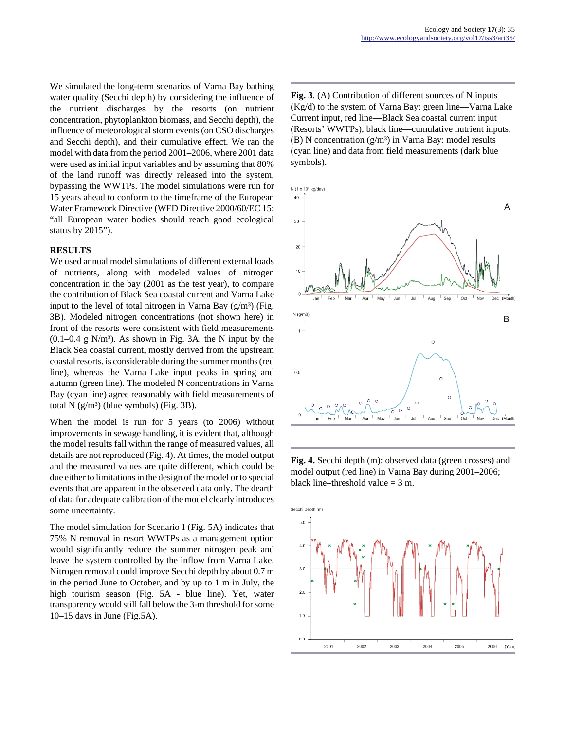We simulated the long-term scenarios of Varna Bay bathing water quality (Secchi depth) by considering the influence of the nutrient discharges by the resorts (on nutrient concentration, phytoplankton biomass, and Secchi depth), the influence of meteorological storm events (on CSO discharges and Secchi depth), and their cumulative effect. We ran the model with data from the period 2001–2006, where 2001 data were used as initial input variables and by assuming that 80% of the land runoff was directly released into the system, bypassing the WWTPs. The model simulations were run for 15 years ahead to conform to the timeframe of the European Water Framework Directive (WFD Directive 2000/60/EC 15: "all European water bodies should reach good ecological status by 2015").

## RESULTS

We used annual model simulations of different external loads of nutrients, along with modeled values of nitrogen concentration in the bay (2001 as the test year), to compare the contribution of Black Sea coastal current and Varna Lake input to the level of total nitrogen in Varna Bay (g/m³) (Fig. 3B). Modeled nitrogen concentrations (not shown here) in front of the resorts were consistent with field measurements (0.1–0.4 g N/m³). As shown in Fig. 3A, the N input by the Black Sea coastal current, mostly derived from the upstream coastal resorts, is considerable during the summer months (red line), whereas the Varna Lake input peaks in spring and autumn (green line). The modeled N concentrations in Varna Bay (cyan line) agree reasonably with field measurements of total N (g/m³) (blue symbols) (Fig. 3B).

When the model is run for 5 years (to 2006) without improvements in sewage handling, it is evident that, although the model results fall within the range of measured values, all details are not reproduced (Fig. 4). At times, the model output and the measured values are quite different, which could be due either to limitations in the design of the model or to special events that are apparent in the observed data only. The dearth of data for adequate calibration of the model clearly introduces some uncertainty.

The model simulation for Scenario I (Fig. 5A) indicates that 75% N removal in resort WWTPs as a management option would significantly reduce the summer nitrogen peak and leave the system controlled by the inflow from Varna Lake. Nitrogen removal could improve Secchi depth by about 0.7 m in the period June to October, and by up to 1 m in July, the high tourism season (Fig. 5A - blue line). Yet, water transparency would still fall below the 3-m threshold for some 10–15 days in June (Fig.5A).

**Fig. 3**. (A) Contribution of different sources of N inputs (Kg/d) to the system of Varna Bay: green line—Varna Lake Current input, red line—Black Sea coastal current input (Resorts' WWTPs), black line—cumulative nutrient inputs; (B) N concentration (g/m³) in Varna Bay: model results (cyan line) and data from field measurements (dark blue symbols).

N (1 x 10³ kg/day)
40
30
20
10
0
A
Jan Feb Mar Apr May Jun Jul Aug Sep Oct Nov Dec (Month)

N (g/m3)
B
1
0.5
0
Jan Feb Mar Apr May Jun Jul Aug Sep Oct Nov Dec (Month)

**Fig. 4.** Secchi depth (m): observed data (green crosses) and model output (red line) in Varna Bay during 2001–2006; black line–threshold value = 3 m.

Secchi Depth (m)
5.0
4.0
3.0
2.0
1.0
0.0
2001 2002 2003 2004 2005 2006 (Year)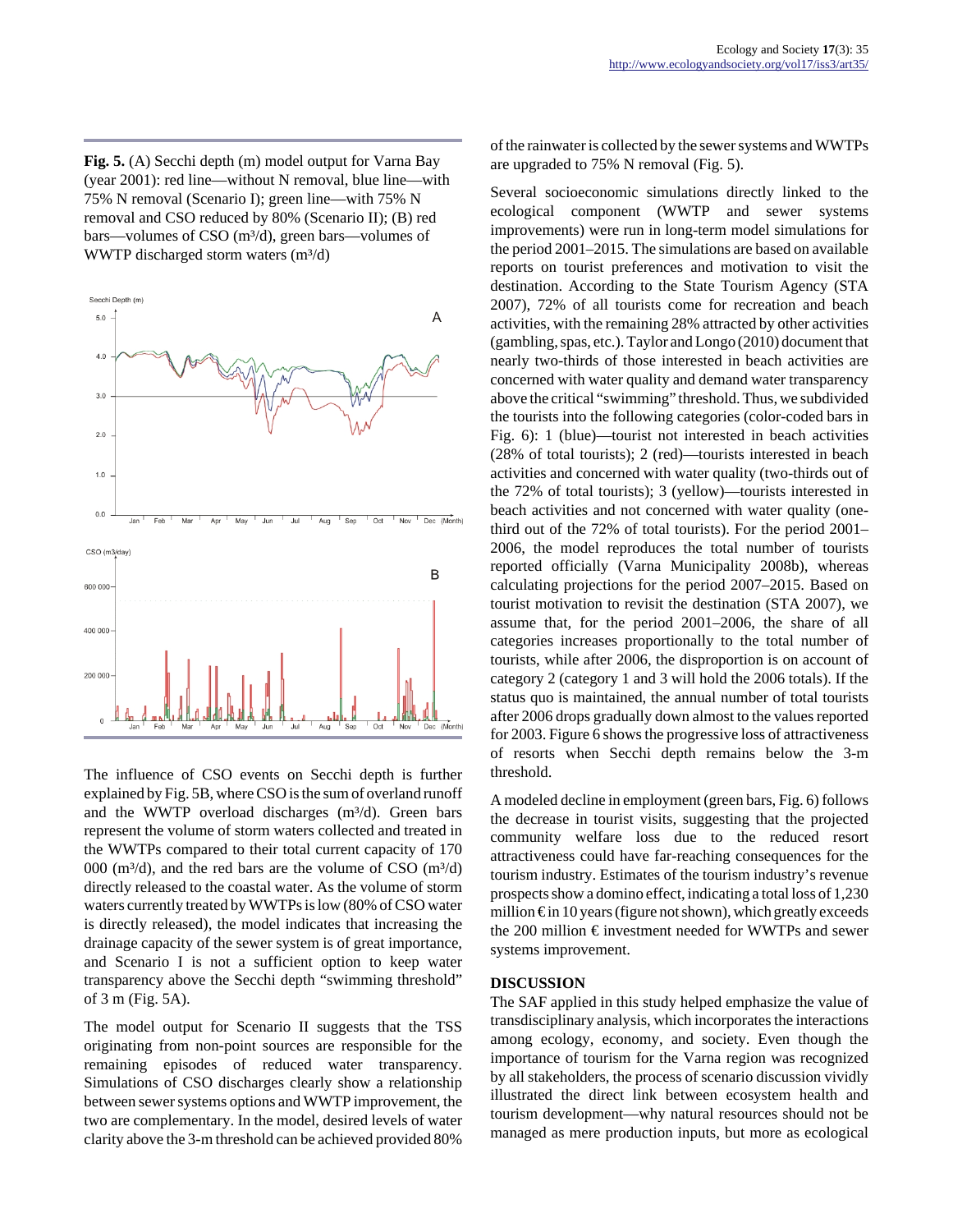**Fig. 5.** (A) Secchi depth (m) model output for Varna Bay (year 2001): red line—without N removal, blue line—with 75% N removal (Scenario I); green line—with 75% N removal and CSO reduced by 80% (Scenario II); (B) red bars—volumes of CSO (m³/d), green bars—volumes of WWTP discharged storm waters (m³/d)

Secchi Depth (m)
A
5.0
4.0
3.0
2.0
1.0
0.0
Jan Feb Mar Apr May Jun Jul Aug Sep Oct Nov Dec (Month)

CSO (m3/day)
B
600 000
400 000
200 000
0
Jan Feb Mar Apr May Jun Jul Aug Sep Oct Nov Dec (Month)

The influence of CSO events on Secchi depth is further explained by Fig. 5B, where CSO is the sum of overland runoff and the WWTP overload discharges (m³/d). Green bars represent the volume of storm waters collected and treated in the WWTPs compared to their total current capacity of 170 000 (m³/d), and the red bars are the volume of CSO (m³/d) directly released to the coastal water. As the volume of storm waters currently treated by WWTPs is low (80% of CSO water is directly released), the model indicates that increasing the drainage capacity of the sewer system is of great importance, and Scenario I is not a sufficient option to keep water transparency above the Secchi depth "swimming threshold" of 3 m (Fig. 5A).

The model output for Scenario II suggests that the TSS originating from non-point sources are responsible for the remaining episodes of reduced water transparency. Simulations of CSO discharges clearly show a relationship between sewer systems options and WWTP improvement, the two are complementary. In the model, desired levels of water clarity above the 3-m threshold can be achieved provided 80% of the rainwater is collected by the sewer systems and WWTPs are upgraded to 75% N removal (Fig. 5).

Several socioeconomic simulations directly linked to the ecological component (WWTP and sewer systems improvements) were run in long-term model simulations for the period 2001–2015. The simulations are based on available reports on tourist preferences and motivation to visit the destination. According to the State Tourism Agency (STA 2007), 72% of all tourists come for recreation and beach activities, with the remaining 28% attracted by other activities (gambling, spas, etc.). Taylor and Longo (2010) document that nearly two-thirds of those interested in beach activities are concerned with water quality and demand water transparency above the critical "swimming" threshold. Thus, we subdivided the tourists into the following categories (color-coded bars in Fig. 6): 1 (blue)—tourist not interested in beach activities (28% of total tourists); 2 (red)—tourists interested in beach activities and concerned with water quality (two-thirds out of the 72% of total tourists); 3 (yellow)—tourists interested in beach activities and not concerned with water quality (one-third out of the 72% of total tourists). For the period 2001–2006, the model reproduces the total number of tourists reported officially (Varna Municipality 2008b), whereas calculating projections for the period 2007–2015. Based on tourist motivation to revisit the destination (STA 2007), we assume that, for the period 2001–2006, the share of all categories increases proportionally to the total number of tourists, while after 2006, the disproportion is on account of category 2 (category 1 and 3 will hold the 2006 totals). If the status quo is maintained, the annual number of total tourists after 2006 drops gradually down almost to the values reported for 2003. Figure 6 shows the progressive loss of attractiveness of resorts when Secchi depth remains below the 3-m threshold.

A modeled decline in employment (green bars, Fig. 6) follows the decrease in tourist visits, suggesting that the projected community welfare loss due to the reduced resort attractiveness could have far-reaching consequences for the tourism industry. Estimates of the tourism industry's revenue prospects show a domino effect, indicating a total loss of 1,230 million € in 10 years (figure not shown), which greatly exceeds the 200 million € investment needed for WWTPs and sewer systems improvement.

## DISCUSSION

The SAF applied in this study helped emphasize the value of transdisciplinary analysis, which incorporates the interactions among ecology, economy, and society. Even though the importance of tourism for the Varna region was recognized by all stakeholders, the process of scenario discussion vividly illustrated the direct link between ecosystem health and tourism development—why natural resources should not be managed as mere production inputs, but more as ecological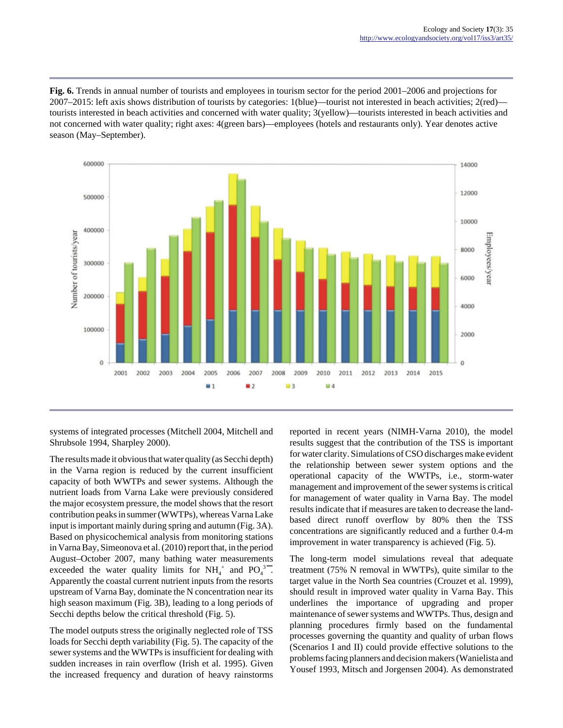**Fig. 6.** Trends in annual number of tourists and employees in tourism sector for the period 2001–2006 and projections for 2007–2015: left axis shows distribution of tourists by categories: 1(blue)—tourist not interested in beach activities; 2(red)—tourists interested in beach activities and concerned with water quality; 3(yellow)—tourists interested in beach activities and not concerned with water quality; right axes: 4(green bars)—employees (hotels and restaurants only). Year denotes active season (May–September).

Number of tourists/year

600000
500000
400000
300000
200000
100000
0

Employees/year

14000
12000
10000
8000
6000
4000
2000
0

2001 2002 2003 2004 2005 2006 2007 2008 2009 2010 2011 2012 2013 2014 2015

1 2 3 4

systems of integrated processes (Mitchell 2004, Mitchell and Shrubsole 1994, Sharpley 2000).

The results made it obvious that water quality (as Secchi depth) in the Varna region is reduced by the current insufficient capacity of both WWTPs and sewer systems. Although the nutrient loads from Varna Lake were previously considered the major ecosystem pressure, the model shows that the resort contribution peaks in summer (WWTPs), whereas Varna Lake input is important mainly during spring and autumn (Fig. 3A). Based on physicochemical analysis from monitoring stations in Varna Bay, Simeonova et al. (2010) report that, in the period August–October 2007, many bathing water measurements exceeded the water quality limits for $NH_4^+$ and $PO_4^{3-}$. Apparently the coastal current nutrient inputs from the resorts upstream of Varna Bay, dominate the N concentration near its high season maximum (Fig. 3B), leading to a long periods of Secchi depths below the critical threshold (Fig. 5).

The model outputs stress the originally neglected role of TSS loads for Secchi depth variability (Fig. 5). The capacity of the sewer systems and the WWTPs is insufficient for dealing with sudden increases in rain overflow (Irish et al. 1995). Given the increased frequency and duration of heavy rainstorms reported in recent years (NIMH-Varna 2010), the model results suggest that the contribution of the TSS is important for water clarity. Simulations of CSO discharges make evident the relationship between sewer system options and the operational capacity of the WWTPs, i.e., storm-water management and improvement of the sewer systems is critical for management of water quality in Varna Bay. The model results indicate that if measures are taken to decrease the land-based direct runoff overflow by 80% then the TSS concentrations are significantly reduced and a further 0.4-m improvement in water transparency is achieved (Fig. 5).

The long-term model simulations reveal that adequate treatment (75% N removal in WWTPs), quite similar to the target value in the North Sea countries (Crouzet et al. 1999), should result in improved water quality in Varna Bay. This underlines the importance of upgrading and proper maintenance of sewer systems and WWTPs. Thus, design and planning procedures firmly based on the fundamental processes governing the quantity and quality of urban flows (Scenarios I and II) could provide effective solutions to the problems facing planners and decision makers (Wanielista and Yousef 1993, Mitsch and Jorgensen 2004). As demonstrated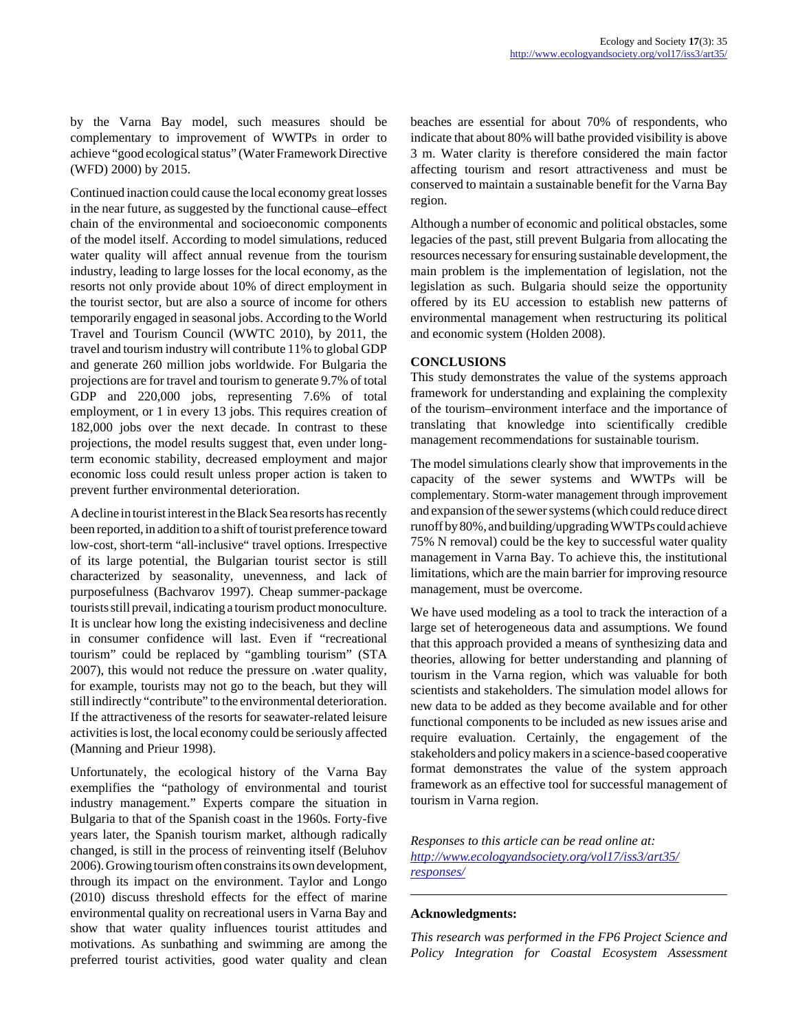by the Varna Bay model, such measures should be complementary to improvement of WWTPs in order to achieve "good ecological status" (Water Framework Directive (WFD) 2000) by 2015.

Continued inaction could cause the local economy great losses in the near future, as suggested by the functional cause–effect chain of the environmental and socioeconomic components of the model itself. According to model simulations, reduced water quality will affect annual revenue from the tourism industry, leading to large losses for the local economy, as the resorts not only provide about 10% of direct employment in the tourist sector, but are also a source of income for others temporarily engaged in seasonal jobs. According to the World Travel and Tourism Council (WWTC 2010), by 2011, the travel and tourism industry will contribute 11% to global GDP and generate 260 million jobs worldwide. For Bulgaria the projections are for travel and tourism to generate 9.7% of total GDP and 220,000 jobs, representing 7.6% of total employment, or 1 in every 13 jobs. This requires creation of 182,000 jobs over the next decade. In contrast to these projections, the model results suggest that, even under long-term economic stability, decreased employment and major economic loss could result unless proper action is taken to prevent further environmental deterioration.

A decline in tourist interest in the Black Sea resorts has recently been reported, in addition to a shift of tourist preference toward low-cost, short-term "all-inclusive" travel options. Irrespective of its large potential, the Bulgarian tourist sector is still characterized by seasonality, unevenness, and lack of purposefulness (Bachvarov 1997). Cheap summer-package tourists still prevail, indicating a tourism product monoculture. It is unclear how long the existing indecisiveness and decline in consumer confidence will last. Even if "recreational tourism" could be replaced by "gambling tourism" (STA 2007), this would not reduce the pressure on .water quality, for example, tourists may not go to the beach, but they will still indirectly "contribute" to the environmental deterioration. If the attractiveness of the resorts for seawater-related leisure activities is lost, the local economy could be seriously affected (Manning and Prieur 1998).

Unfortunately, the ecological history of the Varna Bay exemplifies the "pathology of environmental and tourist industry management." Experts compare the situation in Bulgaria to that of the Spanish coast in the 1960s. Forty-five years later, the Spanish tourism market, although radically changed, is still in the process of reinventing itself (Beluhov 2006). Growing tourism often constrains its own development, through its impact on the environment. Taylor and Longo (2010) discuss threshold effects for the effect of marine environmental quality on recreational users in Varna Bay and show that water quality influences tourist attitudes and motivations. As sunbathing and swimming are among the preferred tourist activities, good water quality and clean beaches are essential for about 70% of respondents, who indicate that about 80% will bathe provided visibility is above 3 m. Water clarity is therefore considered the main factor affecting tourism and resort attractiveness and must be conserved to maintain a sustainable benefit for the Varna Bay region.

Although a number of economic and political obstacles, some legacies of the past, still prevent Bulgaria from allocating the resources necessary for ensuring sustainable development, the main problem is the implementation of legislation, not the legislation as such. Bulgaria should seize the opportunity offered by its EU accession to establish new patterns of environmental management when restructuring its political and economic system (Holden 2008).

## CONCLUSIONS

This study demonstrates the value of the systems approach framework for understanding and explaining the complexity of the tourism–environment interface and the importance of translating that knowledge into scientifically credible management recommendations for sustainable tourism.

The model simulations clearly show that improvements in the capacity of the sewer systems and WWTPs will be complementary. Storm-water management through improvement and expansion of the sewer systems (which could reduce direct runoff by 80%, and building/upgrading WWTPs could achieve 75% N removal) could be the key to successful water quality management in Varna Bay. To achieve this, the institutional limitations, which are the main barrier for improving resource management, must be overcome.

We have used modeling as a tool to track the interaction of a large set of heterogeneous data and assumptions. We found that this approach provided a means of synthesizing data and theories, allowing for better understanding and planning of tourism in the Varna region, which was valuable for both scientists and stakeholders. The simulation model allows for new data to be added as they become available and for other functional components to be included as new issues arise and require evaluation. Certainly, the engagement of the stakeholders and policy makers in a science-based cooperative format demonstrates the value of the system approach framework as an effective tool for successful management of tourism in Varna region.

*Responses to this article can be read online at:*
*http://www.ecologyandsociety.org/vol17/iss3/art35/responses/*

---

**Acknowledgments:**

*This research was performed in the FP6 Project Science and Policy Integration for Coastal Ecosystem Assessment*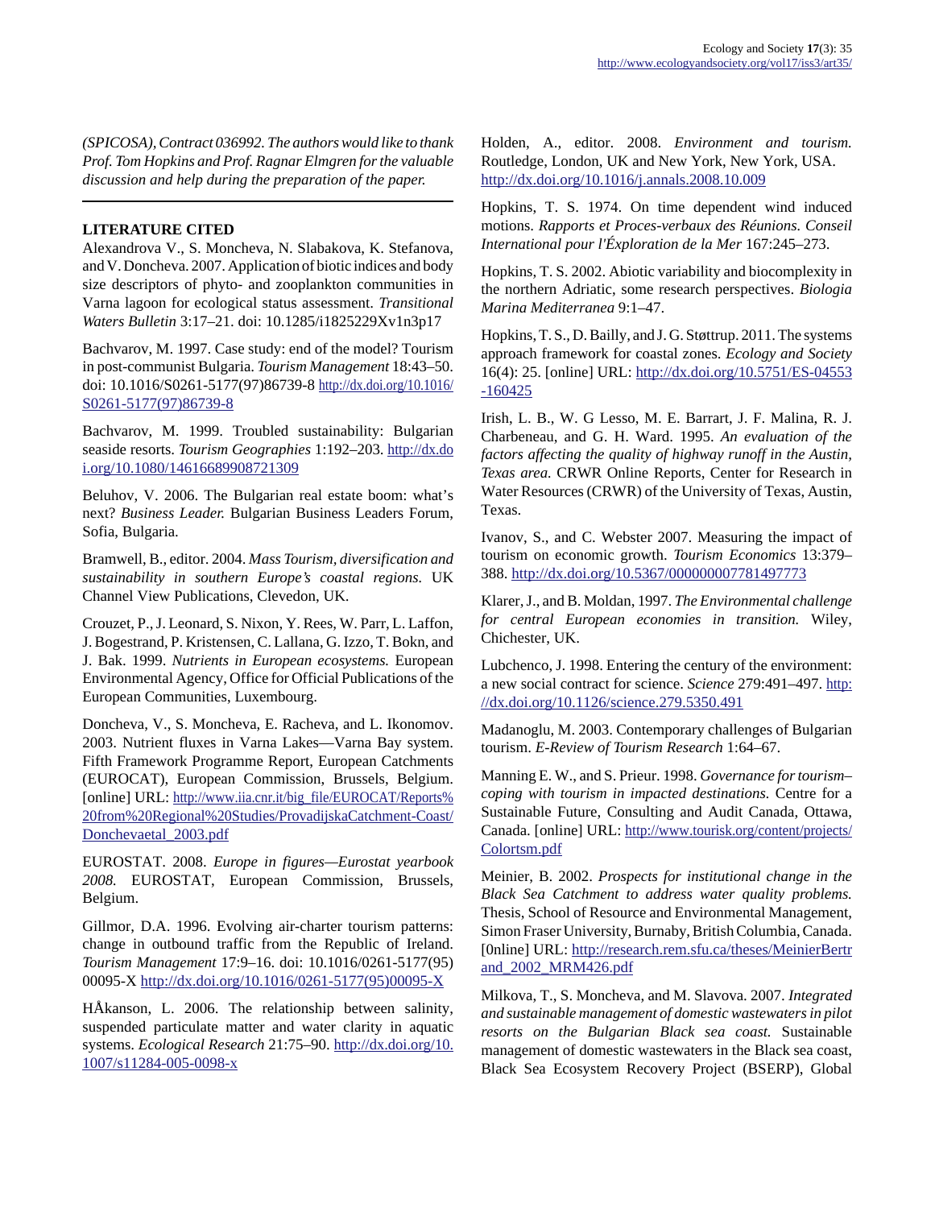*(SPICOSA), Contract 036992. The authors would like to thank Prof. Tom Hopkins and Prof. Ragnar Elmgren for the valuable discussion and help during the preparation of the paper.*

---

## LITERATURE CITED

Alexandrova V., S. Moncheva, N. Slabakova, K. Stefanova, and V. Doncheva. 2007. Application of biotic indices and body size descriptors of phyto- and zooplankton communities in Varna lagoon for ecological status assessment. *Transitional Waters Bulletin* 3:17–21. doi: 10.1285/i1825229Xv1n3p17

Bachvarov, M. 1997. Case study: end of the model? Tourism in post-communist Bulgaria. *Tourism Management* 18:43–50. doi: 10.1016/S0261-5177(97)86739-8 http://dx.doi.org/10.1016/S0261-5177(97)86739-8

Bachvarov, M. 1999. Troubled sustainability: Bulgarian seaside resorts. *Tourism Geographies* 1:192–203. http://dx.doi.org/10.1080/14616689908721309

Beluhov, V. 2006. The Bulgarian real estate boom: what's next? *Business Leader.* Bulgarian Business Leaders Forum, Sofia, Bulgaria.

Bramwell, B., editor. 2004. *Mass Tourism, diversification and sustainability in southern Europe's coastal regions.* UK Channel View Publications, Clevedon, UK.

Crouzet, P., J. Leonard, S. Nixon, Y. Rees, W. Parr, L. Laffon, J. Bogestrand, P. Kristensen, C. Lallana, G. Izzo, T. Bokn, and J. Bak. 1999. *Nutrients in European ecosystems.* European Environmental Agency, Office for Official Publications of the European Communities, Luxembourg.

Doncheva, V., S. Moncheva, E. Racheva, and L. Ikonomov. 2003. Nutrient fluxes in Varna Lakes—Varna Bay system. Fifth Framework Programme Report, European Catchments (EUROCAT), European Commission, Brussels, Belgium. [online] URL: http://www.iia.cnr.it/big_file/EUROCAT/Reports%20from%20Regional%20Studies/ProvadijskaCatchment-Coast/Donchevaetal_2003.pdf

EUROSTAT. 2008. *Europe in figures—Eurostat yearbook 2008.* EUROSTAT, European Commission, Brussels, Belgium.

Gillmor, D.A. 1996. Evolving air-charter tourism patterns: change in outbound traffic from the Republic of Ireland. *Tourism Management* 17:9–16. doi: 10.1016/0261-5177(95)00095-X http://dx.doi.org/10.1016/0261-5177(95)00095-X

HÅkanson, L. 2006. The relationship between salinity, suspended particulate matter and water clarity in aquatic systems. *Ecological Research* 21:75–90. http://dx.doi.org/10.1007/s11284-005-0098-x

Holden, A., editor. 2008. *Environment and tourism.* Routledge, London, UK and New York, New York, USA. http://dx.doi.org/10.1016/j.annals.2008.10.009

Hopkins, T. S. 1974. On time dependent wind induced motions. *Rapports et Proces-verbaux des Réunions. Conseil International pour l'Éxploration de la Mer* 167:245–273.

Hopkins, T. S. 2002. Abiotic variability and biocomplexity in the northern Adriatic, some research perspectives. *Biologia Marina Mediterranea* 9:1–47.

Hopkins, T. S., D. Bailly, and J. G. Støttrup. 2011. The systems approach framework for coastal zones. *Ecology and Society* 16(4): 25. [online] URL: http://dx.doi.org/10.5751/ES-04553-160425

Irish, L. B., W. G Lesso, M. E. Barrart, J. F. Malina, R. J. Charbeneau, and G. H. Ward. 1995. *An evaluation of the factors affecting the quality of highway runoff in the Austin, Texas area.* CRWR Online Reports, Center for Research in Water Resources (CRWR) of the University of Texas, Austin, Texas.

Ivanov, S., and C. Webster 2007. Measuring the impact of tourism on economic growth. *Tourism Economics* 13:379–388. http://dx.doi.org/10.5367/000000007781497773

Klarer, J., and B. Moldan, 1997. *The Environmental challenge for central European economies in transition.* Wiley, Chichester, UK.

Lubchenco, J. 1998. Entering the century of the environment: a new social contract for science. *Science* 279:491–497. http://dx.doi.org/10.1126/science.279.5350.491

Madanoglu, M. 2003. Contemporary challenges of Bulgarian tourism. *E-Review of Tourism Research* 1:64–67.

Manning E. W., and S. Prieur. 1998. *Governance for tourism–coping with tourism in impacted destinations.* Centre for a Sustainable Future, Consulting and Audit Canada, Ottawa, Canada. [online] URL: http://www.tourisk.org/content/projects/Colortsm.pdf

Meinier, B. 2002. *Prospects for institutional change in the Black Sea Catchment to address water quality problems.* Thesis, School of Resource and Environmental Management, Simon Fraser University, Burnaby, British Columbia, Canada. [0nline] URL: http://research.rem.sfu.ca/theses/MeinierBertrand_2002_MRM426.pdf

Milkova, T., S. Moncheva, and M. Slavova. 2007. *Integrated and sustainable management of domestic wastewaters in pilot resorts on the Bulgarian Black sea coast.* Sustainable management of domestic wastewaters in the Black sea coast, Black Sea Ecosystem Recovery Project (BSERP), Global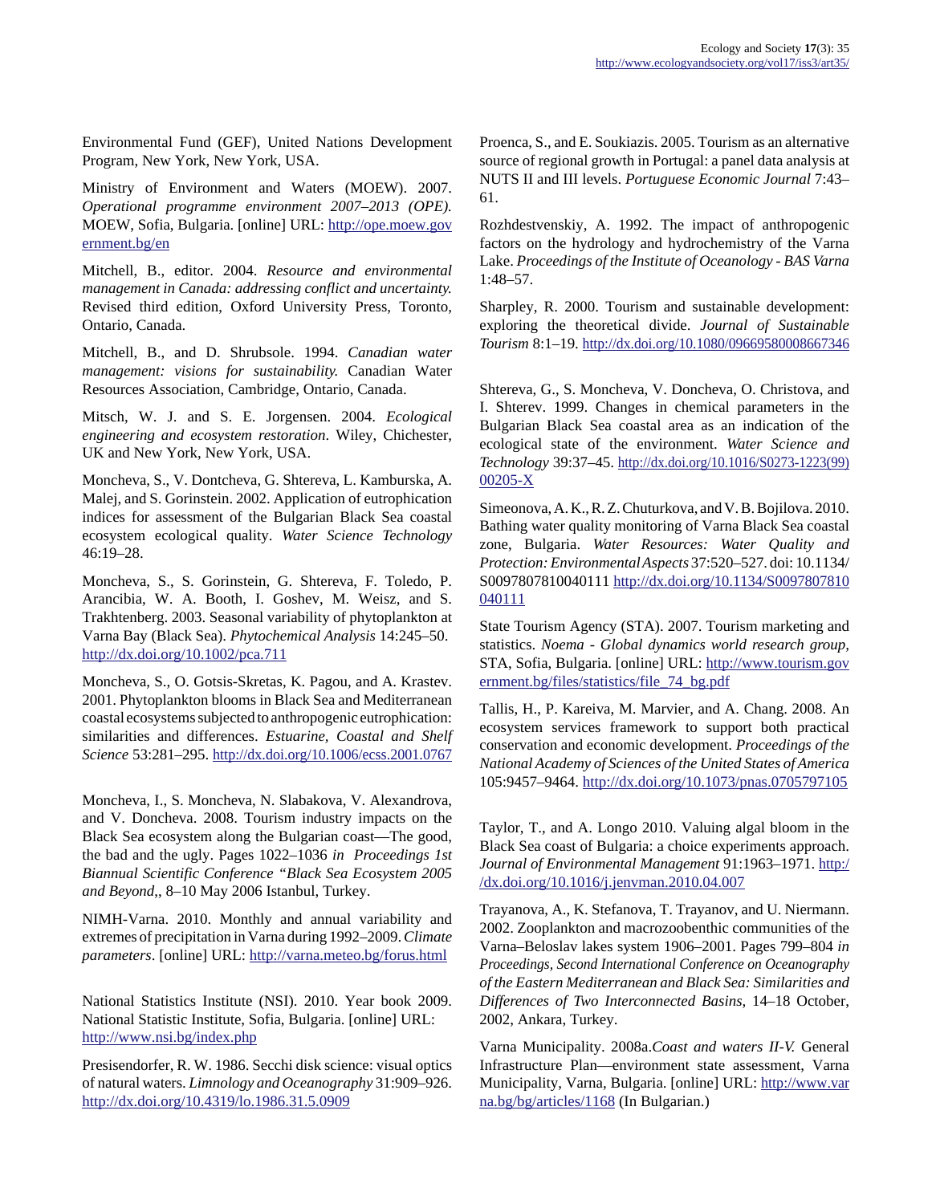Environmental Fund (GEF), United Nations Development Program, New York, New York, USA.

Ministry of Environment and Waters (MOEW). 2007. *Operational programme environment 2007–2013 (OPE).* MOEW, Sofia, Bulgaria. [online] URL: http://ope.moew.government.bg/en

Mitchell, B., editor. 2004. *Resource and environmental management in Canada: addressing conflict and uncertainty.* Revised third edition, Oxford University Press, Toronto, Ontario, Canada.

Mitchell, B., and D. Shrubsole. 1994. *Canadian water management: visions for sustainability.* Canadian Water Resources Association, Cambridge, Ontario, Canada.

Mitsch, W. J. and S. E. Jorgensen. 2004. *Ecological engineering and ecosystem restoration*. Wiley, Chichester, UK and New York, New York, USA.

Moncheva, S., V. Dontcheva, G. Shtereva, L. Kamburska, A. Malej, and S. Gorinstein. 2002. Application of eutrophication indices for assessment of the Bulgarian Black Sea coastal ecosystem ecological quality. *Water Science Technology* 46:19–28.

Moncheva, S., S. Gorinstein, G. Shtereva, F. Toledo, P. Arancibia, W. A. Booth, I. Goshev, M. Weisz, and S. Trakhtenberg. 2003. Seasonal variability of phytoplankton at Varna Bay (Black Sea). *Phytochemical Analysis* 14:245–50. http://dx.doi.org/10.1002/pca.711

Moncheva, S., O. Gotsis-Skretas, K. Pagou, and A. Krastev. 2001. Phytoplankton blooms in Black Sea and Mediterranean coastal ecosystems subjected to anthropogenic eutrophication: similarities and differences. *Estuarine, Coastal and Shelf Science* 53:281–295. http://dx.doi.org/10.1006/ecss.2001.0767

Moncheva, I., S. Moncheva, N. Slabakova, V. Alexandrova, and V. Doncheva. 2008. Tourism industry impacts on the Black Sea ecosystem along the Bulgarian coast—The good, the bad and the ugly. Pages 1022–1036 *in Proceedings 1st Biannual Scientific Conference "Black Sea Ecosystem 2005 and Beyond*,, 8–10 May 2006 Istanbul, Turkey.

NIMH-Varna. 2010. Monthly and annual variability and extremes of precipitation in Varna during 1992–2009. *Climate parameters*. [online] URL: http://varna.meteo.bg/forus.html

National Statistics Institute (NSI). 2010. Year book 2009. National Statistic Institute, Sofia, Bulgaria. [online] URL: http://www.nsi.bg/index.php

Presisendorfer, R. W. 1986. Secchi disk science: visual optics of natural waters. *Limnology and Oceanography* 31:909–926. http://dx.doi.org/10.4319/lo.1986.31.5.0909

Proenca, S., and E. Soukiazis. 2005. Tourism as an alternative source of regional growth in Portugal: a panel data analysis at NUTS II and III levels. *Portuguese Economic Journal* 7:43–61.

Rozhdestvenskiy, A. 1992. The impact of anthropogenic factors on the hydrology and hydrochemistry of the Varna Lake. *Proceedings of the Institute of Oceanology - BAS Varna* 1:48–57.

Sharpley, R. 2000. Tourism and sustainable development: exploring the theoretical divide. *Journal of Sustainable Tourism* 8:1–19. http://dx.doi.org/10.1080/09669580008667346

Shtereva, G., S. Moncheva, V. Doncheva, O. Christova, and I. Shterev. 1999. Changes in chemical parameters in the Bulgarian Black Sea coastal area as an indication of the ecological state of the environment. *Water Science and Technology* 39:37–45. http://dx.doi.org/10.1016/S0273-1223(99)00205-X

Simeonova, A. K., R. Z. Chuturkova, and V. B. Bojilova. 2010. Bathing water quality monitoring of Varna Black Sea coastal zone, Bulgaria. *Water Resources: Water Quality and Protection: Environmental Aspects* 37:520–527. doi: 10.1134/S0097807810040111 http://dx.doi.org/10.1134/S0097807810040111

State Tourism Agency (STA). 2007. Tourism marketing and statistics. *Noema - Global dynamics world research group*, STA, Sofia, Bulgaria. [online] URL: http://www.tourism.government.bg/files/statistics/file_74_bg.pdf

Tallis, H., P. Kareiva, M. Marvier, and A. Chang. 2008. An ecosystem services framework to support both practical conservation and economic development. *Proceedings of the National Academy of Sciences of the United States of America* 105:9457–9464. http://dx.doi.org/10.1073/pnas.0705797105

Taylor, T., and A. Longo 2010. Valuing algal bloom in the Black Sea coast of Bulgaria: a choice experiments approach. *Journal of Environmental Management* 91:1963–1971. http://dx.doi.org/10.1016/j.jenvman.2010.04.007

Trayanova, A., K. Stefanova, T. Trayanov, and U. Niermann. 2002. Zooplankton and macrozoobenthic communities of the Varna–Beloslav lakes system 1906–2001. Pages 799–804 *in Proceedings, Second International Conference on Oceanography of the Eastern Mediterranean and Black Sea: Similarities and Differences of Two Interconnected Basins,* 14–18 October, 2002, Ankara, Turkey.

Varna Municipality. 2008a.*Coast and waters II-V.* General Infrastructure Plan—environment state assessment, Varna Municipality, Varna, Bulgaria. [online] URL: http://www.varna.bg/bg/articles/1168 (In Bulgarian.)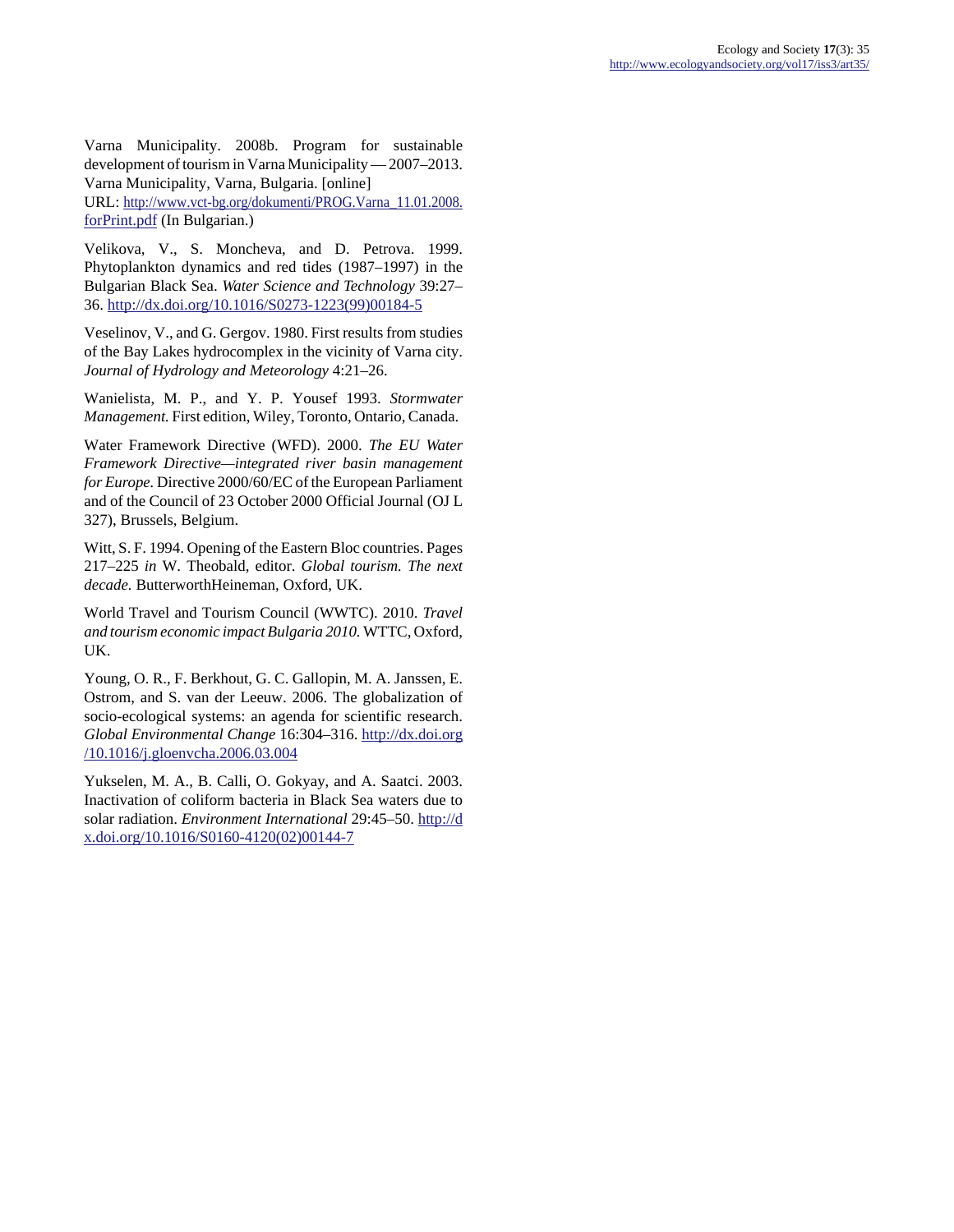Varna Municipality. 2008b. Program for sustainable development of tourism in Varna Municipality — 2007–2013. Varna Municipality, Varna, Bulgaria. [online] URL: http://www.vct-bg.org/dokumenti/PROG.Varna_11.01.2008.forPrint.pdf (In Bulgarian.)

Velikova, V., S. Moncheva, and D. Petrova. 1999. Phytoplankton dynamics and red tides (1987–1997) in the Bulgarian Black Sea. *Water Science and Technology* 39:27–36. http://dx.doi.org/10.1016/S0273-1223(99)00184-5

Veselinov, V., and G. Gergov. 1980. First results from studies of the Bay Lakes hydrocomplex in the vicinity of Varna city. *Journal of Hydrology and Meteorology* 4:21–26.

Wanielista, M. P., and Y. P. Yousef 1993. *Stormwater Management.* First edition, Wiley, Toronto, Ontario, Canada.

Water Framework Directive (WFD). 2000. *The EU Water Framework Directive—integrated river basin management for Europe.* Directive 2000/60/EC of the European Parliament and of the Council of 23 October 2000 Official Journal (OJ L 327), Brussels, Belgium.

Witt, S. F. 1994. Opening of the Eastern Bloc countries. Pages 217–225 *in* W. Theobald, editor. *Global tourism. The next decade.* ButterworthHeineman, Oxford, UK.

World Travel and Tourism Council (WWTC). 2010. *Travel and tourism economic impact Bulgaria 2010.* WTTC, Oxford, UK.

Young, O. R., F. Berkhout, G. C. Gallopin, M. A. Janssen, E. Ostrom, and S. van der Leeuw. 2006. The globalization of socio-ecological systems: an agenda for scientific research. *Global Environmental Change* 16:304–316. http://dx.doi.org/10.1016/j.gloenvcha.2006.03.004

Yukselen, M. A., B. Calli, O. Gokyay, and A. Saatci. 2003. Inactivation of coliform bacteria in Black Sea waters due to solar radiation. *Environment International* 29:45–50. http://dx.doi.org/10.1016/S0160-4120(02)00144-7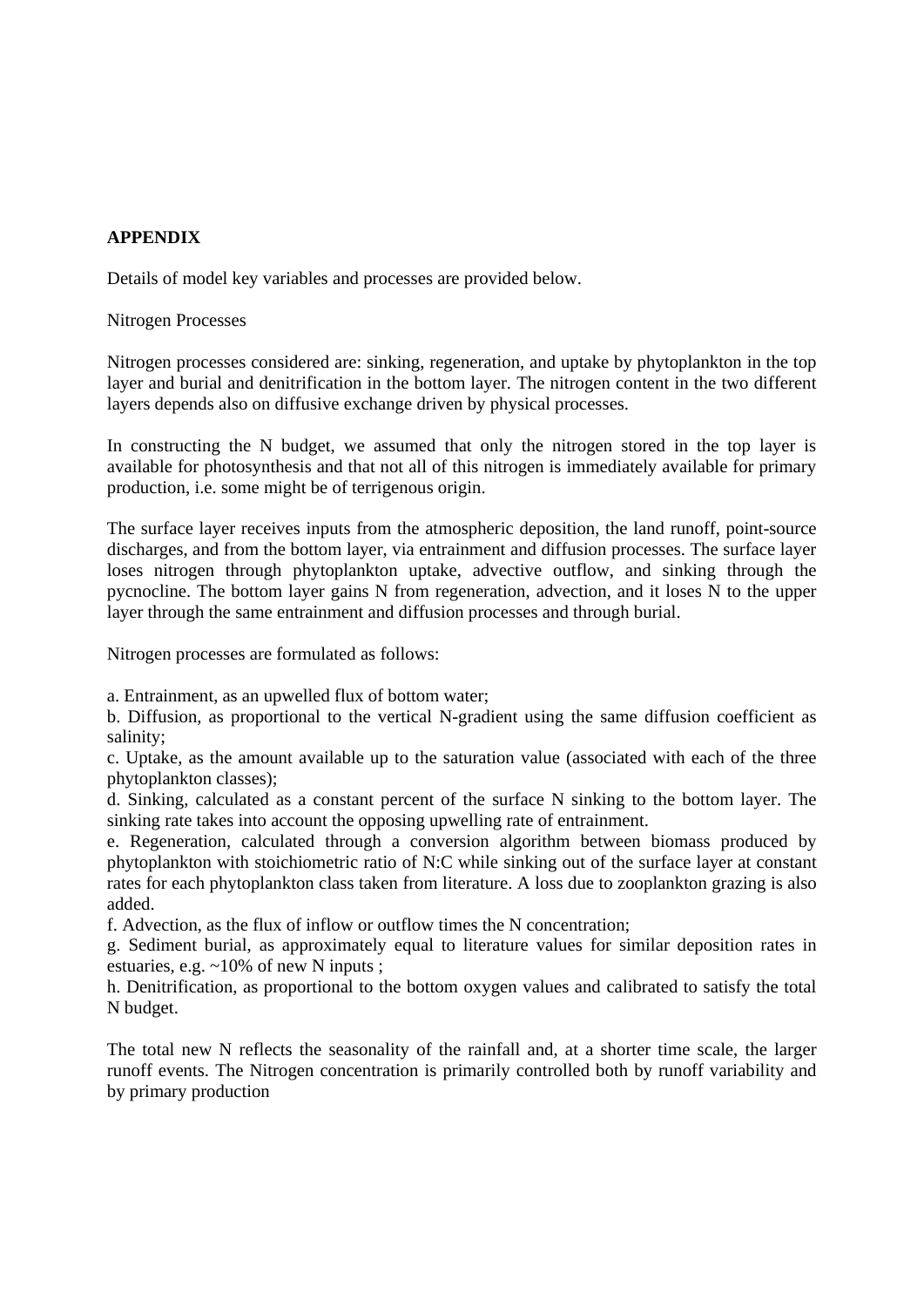**APPENDIX**

Details of model key variables and processes are provided below.

Nitrogen Processes

Nitrogen processes considered are: sinking, regeneration, and uptake by phytoplankton in the top layer and burial and denitrification in the bottom layer. The nitrogen content in the two different layers depends also on diffusive exchange driven by physical processes.

In constructing the N budget, we assumed that only the nitrogen stored in the top layer is available for photosynthesis and that not all of this nitrogen is immediately available for primary production, i.e. some might be of terrigenous origin.

The surface layer receives inputs from the atmospheric deposition, the land runoff, point-source discharges, and from the bottom layer, via entrainment and diffusion processes. The surface layer loses nitrogen through phytoplankton uptake, advective outflow, and sinking through the pycnocline. The bottom layer gains N from regeneration, advection, and it loses N to the upper layer through the same entrainment and diffusion processes and through burial.

Nitrogen processes are formulated as follows:

a. Entrainment, as an upwelled flux of bottom water;
b. Diffusion, as proportional to the vertical N-gradient using the same diffusion coefficient as salinity;
c. Uptake, as the amount available up to the saturation value (associated with each of the three phytoplankton classes);
d. Sinking, calculated as a constant percent of the surface N sinking to the bottom layer. The sinking rate takes into account the opposing upwelling rate of entrainment.
e. Regeneration, calculated through a conversion algorithm between biomass produced by phytoplankton with stoichiometric ratio of N:C while sinking out of the surface layer at constant rates for each phytoplankton class taken from literature. A loss due to zooplankton grazing is also added.
f. Advection, as the flux of inflow or outflow times the N concentration;
g. Sediment burial, as approximately equal to literature values for similar deposition rates in estuaries, e.g. ~10% of new N inputs ;
h. Denitrification, as proportional to the bottom oxygen values and calibrated to satisfy the total N budget.

The total new N reflects the seasonality of the rainfall and, at a shorter time scale, the larger runoff events. The Nitrogen concentration is primarily controlled both by runoff variability and by primary production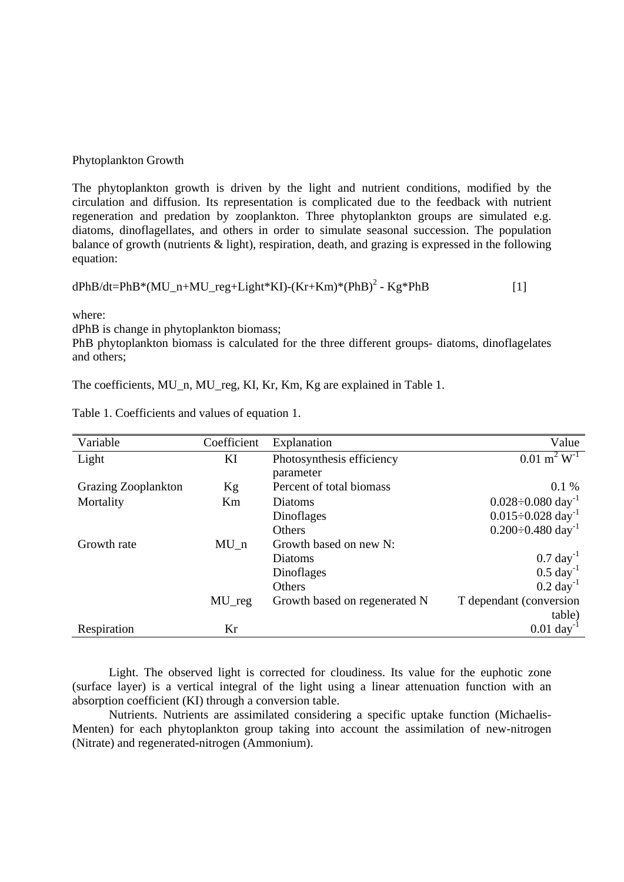## Phytoplankton Growth

The phytoplankton growth is driven by the light and nutrient conditions, modified by the circulation and diffusion. Its representation is complicated due to the feedback with nutrient regeneration and predation by zooplankton. Three phytoplankton groups are simulated e.g. diatoms, dinoflagellates, and others in order to simulate seasonal succession. The population balance of growth (nutrients & light), respiration, death, and grazing is expressed in the following equation:

$$dPhB/dt = PhB*(MU\_n+MU\_reg+Light*KI)-(Kr+Km)*(PhB)^2 - Kg*PhB \qquad [1]$$

where:

dPhB is change in phytoplankton biomass;

PhB phytoplankton biomass is calculated for the three different groups- diatoms, dinoflagelates and others;

The coefficients, MU_n, MU_reg, KI, Kr, Km, Kg are explained in Table 1.

Table 1. Coefficients and values of equation 1.

| Variable | Coefficient | Explanation | Value |
|---|---|---|---|
| Light | KI | Photosynthesis efficiency parameter | $0.01\ m^2\ W^{-1}$ |
| Grazing Zooplankton | Kg | Percent of total biomass | 0.1 % |
| Mortality | Km | Diatoms | $0.028 \div 0.080\ day^{-1}$ |
| | | Dinoflages | $0.015 \div 0.028\ day^{-1}$ |
| | | Others | $0.200 \div 0.480\ day^{-1}$ |
| Growth rate | MU_n | Growth based on new N: | |
| | | Diatoms | $0.7\ day^{-1}$ |
| | | Dinoflages | $0.5\ day^{-1}$ |
| | | Others | $0.2\ day^{-1}$ |
| | MU_reg | Growth based on regenerated N | T dependant (conversion table) |
| Respiration | Kr | | $0.01\ day^{-1}$ |

Light. The observed light is corrected for cloudiness. Its value for the euphotic zone (surface layer) is a vertical integral of the light using a linear attenuation function with an absorption coefficient (KI) through a conversion table.

Nutrients. Nutrients are assimilated considering a specific uptake function (Michaelis-Menten) for each phytoplankton group taking into account the assimilation of new-nitrogen (Nitrate) and regenerated-nitrogen (Ammonium).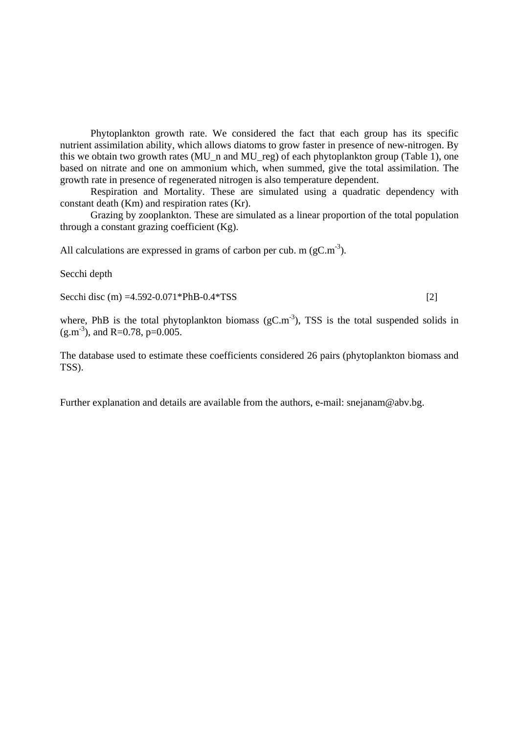Phytoplankton growth rate. We considered the fact that each group has its specific nutrient assimilation ability, which allows diatoms to grow faster in presence of new-nitrogen. By this we obtain two growth rates (MU_n and MU_reg) of each phytoplankton group (Table 1), one based on nitrate and one on ammonium which, when summed, give the total assimilation. The growth rate in presence of regenerated nitrogen is also temperature dependent.

Respiration and Mortality. These are simulated using a quadratic dependency with constant death (Km) and respiration rates (Kr).

Grazing by zooplankton. These are simulated as a linear proportion of the total population through a constant grazing coefficient (Kg).

All calculations are expressed in grams of carbon per cub. m ($gC.m^{-3}$).

Secchi depth

$$\text{Secchi disc (m)} = 4.592 - 0.071 * PhB - 0.4 * TSS \qquad [2]$$

where, PhB is the total phytoplankton biomass ($gC.m^{-3}$), TSS is the total suspended solids in ($g.m^{-3}$), and $R=0.78$, $p=0.005$.

The database used to estimate these coefficients considered 26 pairs (phytoplankton biomass and TSS).

Further explanation and details are available from the authors, e-mail: snejanam@abv.bg.